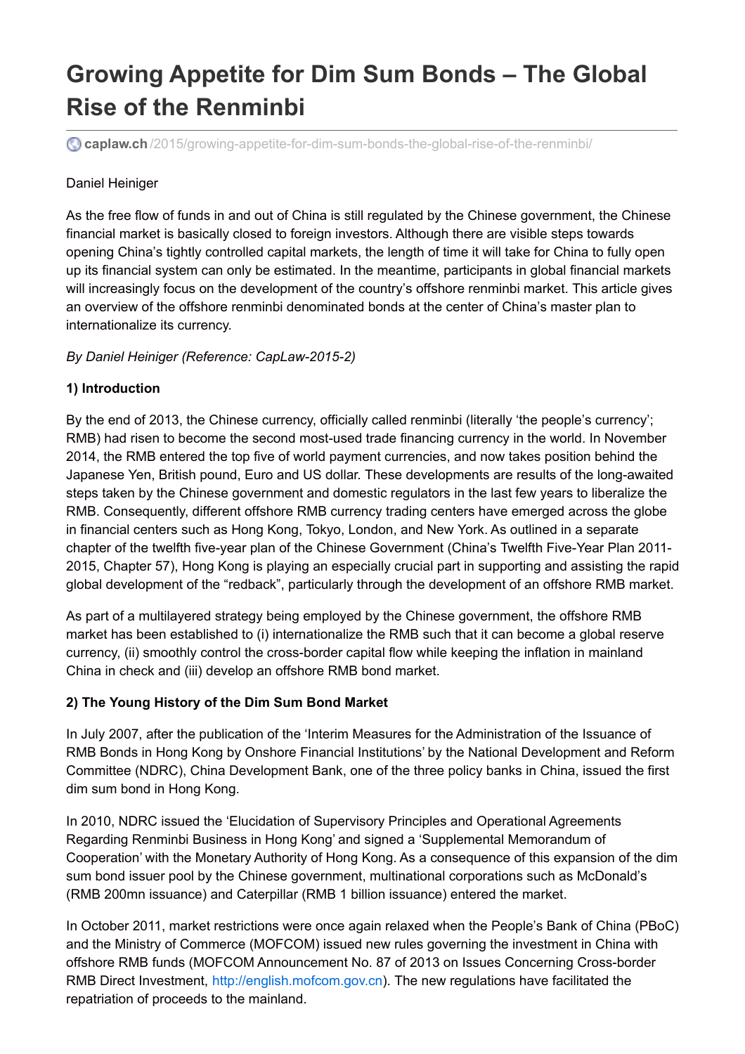# Growing Appetite for Dim Sum Bonds – The Global Rise of the Renminbi

caplaw.ch/2015/growing-appetite-for-dim-sum-bonds-the-global-rise-of-the-renminbi/

Daniel Heiniger

As the free flow of funds in and out of China is still regulated by the Chinese government, the Chinese financial market is basically closed to foreign investors. Although there are visible steps towards opening China's tightly controlled capital markets, the length of time it will take for China to fully open up its financial system can only be estimated. In the meantime, participants in global financial markets will increasingly focus on the development of the country's offshore renminbi market. This article gives an overview of the offshore renminbi denominated bonds at the center of China's master plan to internationalize its currency.

*By Daniel Heiniger (Reference: CapLaw-2015-2)*

**1) Introduction**

By the end of 2013, the Chinese currency, officially called renminbi (literally 'the people's currency'; RMB) had risen to become the second most-used trade financing currency in the world. In November 2014, the RMB entered the top five of world payment currencies, and now takes position behind the Japanese Yen, British pound, Euro and US dollar. These developments are results of the long-awaited steps taken by the Chinese government and domestic regulators in the last few years to liberalize the RMB. Consequently, different offshore RMB currency trading centers have emerged across the globe in financial centers such as Hong Kong, Tokyo, London, and New York. As outlined in a separate chapter of the twelfth five-year plan of the Chinese Government (China's Twelfth Five-Year Plan 2011-2015, Chapter 57), Hong Kong is playing an especially crucial part in supporting and assisting the rapid global development of the "redback", particularly through the development of an offshore RMB market.

As part of a multilayered strategy being employed by the Chinese government, the offshore RMB market has been established to (i) internationalize the RMB such that it can become a global reserve currency, (ii) smoothly control the cross-border capital flow while keeping the inflation in mainland China in check and (iii) develop an offshore RMB bond market.

**2) The Young History of the Dim Sum Bond Market**

In July 2007, after the publication of the 'Interim Measures for the Administration of the Issuance of RMB Bonds in Hong Kong by Onshore Financial Institutions' by the National Development and Reform Committee (NDRC), China Development Bank, one of the three policy banks in China, issued the first dim sum bond in Hong Kong.

In 2010, NDRC issued the 'Elucidation of Supervisory Principles and Operational Agreements Regarding Renminbi Business in Hong Kong' and signed a 'Supplemental Memorandum of Cooperation' with the Monetary Authority of Hong Kong. As a consequence of this expansion of the dim sum bond issuer pool by the Chinese government, multinational corporations such as McDonald's (RMB 200mn issuance) and Caterpillar (RMB 1 billion issuance) entered the market.

In October 2011, market restrictions were once again relaxed when the People's Bank of China (PBoC) and the Ministry of Commerce (MOFCOM) issued new rules governing the investment in China with offshore RMB funds (MOFCOM Announcement No. 87 of 2013 on Issues Concerning Cross-border RMB Direct Investment, http://english.mofcom.gov.cn). The new regulations have facilitated the repatriation of proceeds to the mainland.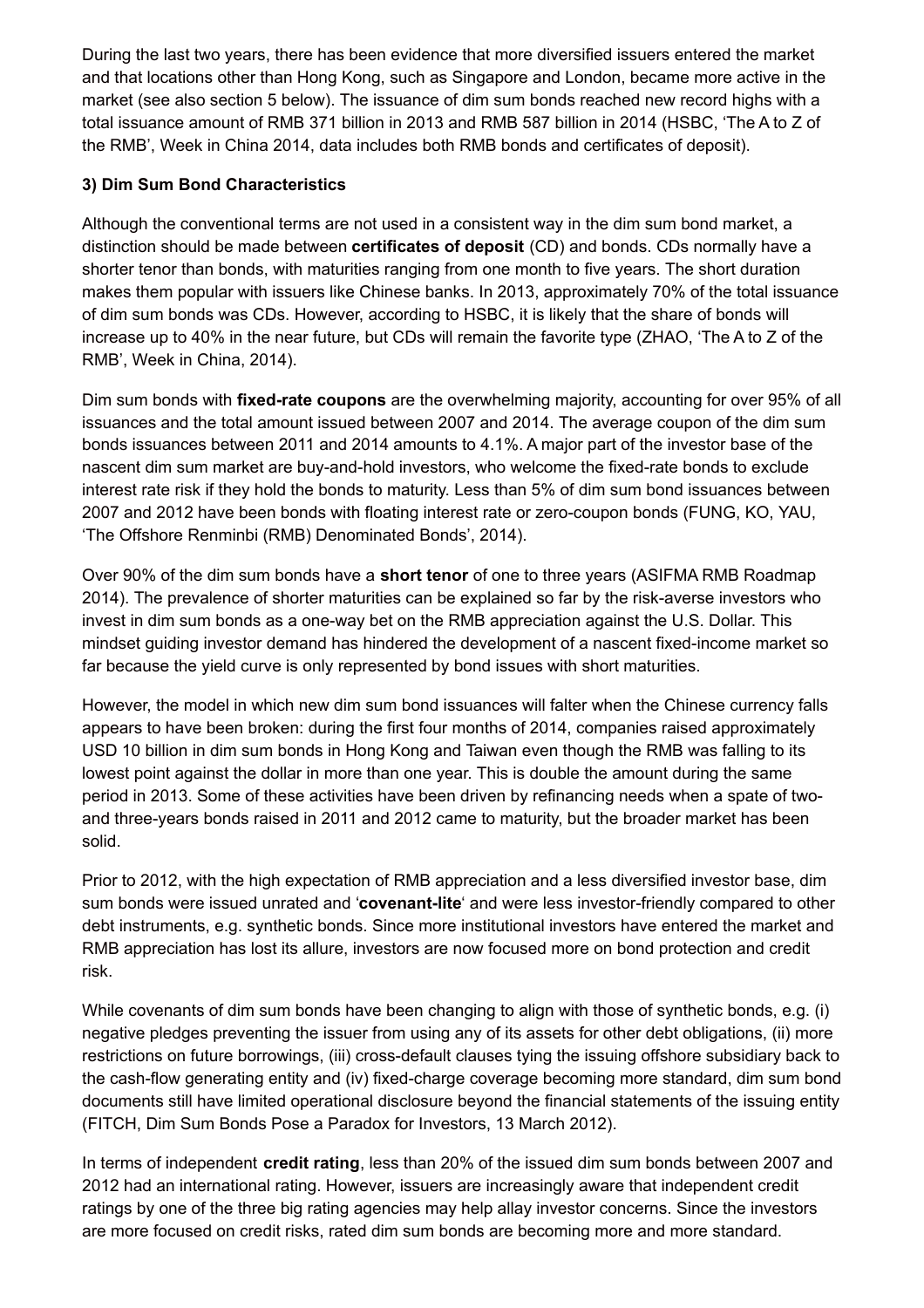During the last two years, there has been evidence that more diversified issuers entered the market and that locations other than Hong Kong, such as Singapore and London, became more active in the market (see also section 5 below). The issuance of dim sum bonds reached new record highs with a total issuance amount of RMB 371 billion in 2013 and RMB 587 billion in 2014 (HSBC, 'The A to Z of the RMB', Week in China 2014, data includes both RMB bonds and certificates of deposit).

### 3) Dim Sum Bond Characteristics

Although the conventional terms are not used in a consistent way in the dim sum bond market, a distinction should be made between **certificates of deposit** (CD) and bonds. CDs normally have a shorter tenor than bonds, with maturities ranging from one month to five years. The short duration makes them popular with issuers like Chinese banks. In 2013, approximately 70% of the total issuance of dim sum bonds was CDs. However, according to HSBC, it is likely that the share of bonds will increase up to 40% in the near future, but CDs will remain the favorite type (ZHAO, 'The A to Z of the RMB', Week in China, 2014).

Dim sum bonds with **fixed-rate coupons** are the overwhelming majority, accounting for over 95% of all issuances and the total amount issued between 2007 and 2014. The average coupon of the dim sum bonds issuances between 2011 and 2014 amounts to 4.1%. A major part of the investor base of the nascent dim sum market are buy-and-hold investors, who welcome the fixed-rate bonds to exclude interest rate risk if they hold the bonds to maturity. Less than 5% of dim sum bond issuances between 2007 and 2012 have been bonds with floating interest rate or zero-coupon bonds (FUNG, KO, YAU, 'The Offshore Renminbi (RMB) Denominated Bonds', 2014).

Over 90% of the dim sum bonds have a **short tenor** of one to three years (ASIFMA RMB Roadmap 2014). The prevalence of shorter maturities can be explained so far by the risk-averse investors who invest in dim sum bonds as a one-way bet on the RMB appreciation against the U.S. Dollar. This mindset guiding investor demand has hindered the development of a nascent fixed-income market so far because the yield curve is only represented by bond issues with short maturities.

However, the model in which new dim sum bond issuances will falter when the Chinese currency falls appears to have been broken: during the first four months of 2014, companies raised approximately USD 10 billion in dim sum bonds in Hong Kong and Taiwan even though the RMB was falling to its lowest point against the dollar in more than one year. This is double the amount during the same period in 2013. Some of these activities have been driven by refinancing needs when a spate of two- and three-years bonds raised in 2011 and 2012 came to maturity, but the broader market has been solid.

Prior to 2012, with the high expectation of RMB appreciation and a less diversified investor base, dim sum bonds were issued unrated and '**covenant-lite**' and were less investor-friendly compared to other debt instruments, e.g. synthetic bonds. Since more institutional investors have entered the market and RMB appreciation has lost its allure, investors are now focused more on bond protection and credit risk.

While covenants of dim sum bonds have been changing to align with those of synthetic bonds, e.g. (i) negative pledges preventing the issuer from using any of its assets for other debt obligations, (ii) more restrictions on future borrowings, (iii) cross-default clauses tying the issuing offshore subsidiary back to the cash-flow generating entity and (iv) fixed-charge coverage becoming more standard, dim sum bond documents still have limited operational disclosure beyond the financial statements of the issuing entity (FITCH, Dim Sum Bonds Pose a Paradox for Investors, 13 March 2012).

In terms of independent **credit rating**, less than 20% of the issued dim sum bonds between 2007 and 2012 had an international rating. However, issuers are increasingly aware that independent credit ratings by one of the three big rating agencies may help allay investor concerns. Since the investors are more focused on credit risks, rated dim sum bonds are becoming more and more standard.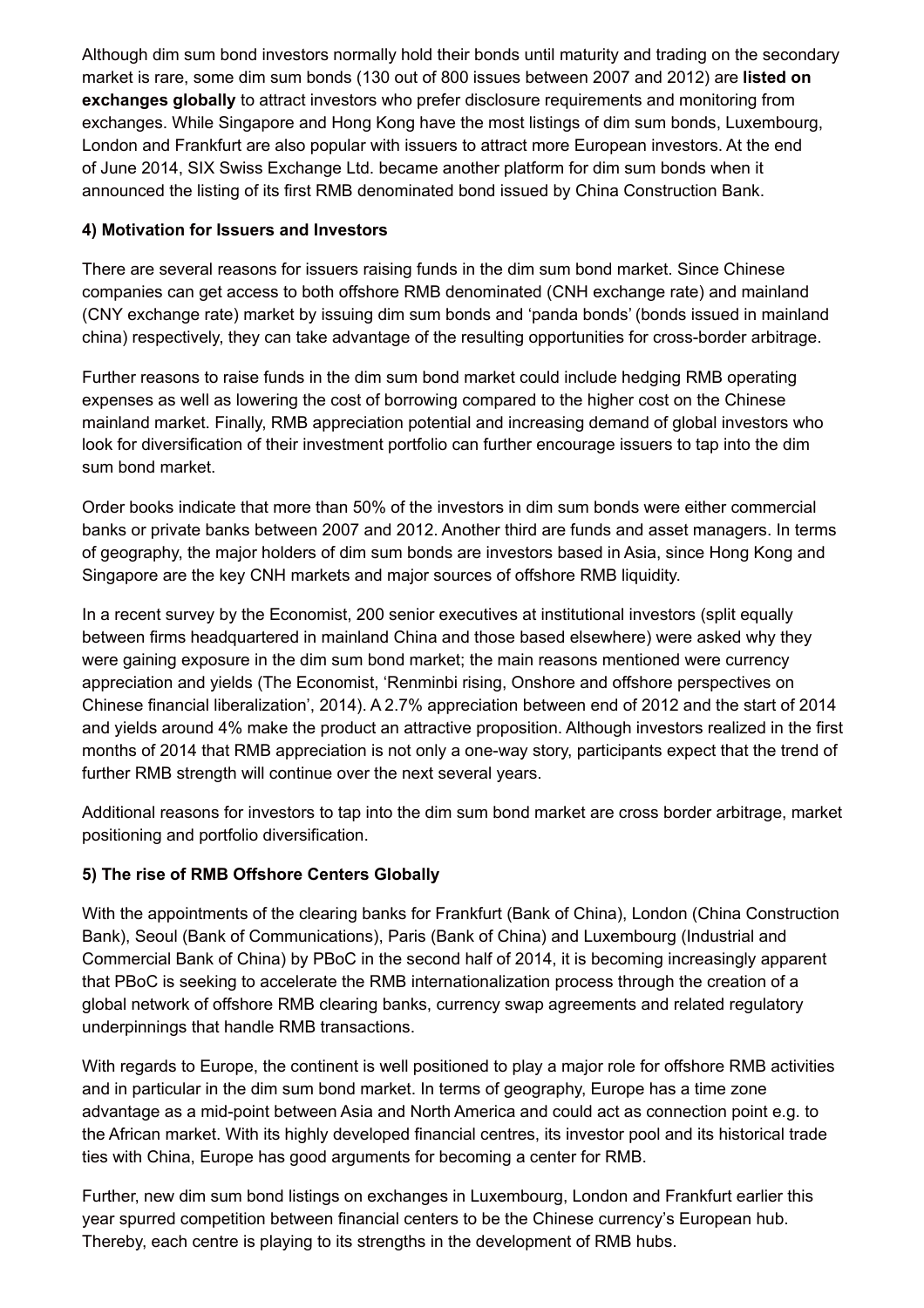Although dim sum bond investors normally hold their bonds until maturity and trading on the secondary market is rare, some dim sum bonds (130 out of 800 issues between 2007 and 2012) are **listed on exchanges globally** to attract investors who prefer disclosure requirements and monitoring from exchanges. While Singapore and Hong Kong have the most listings of dim sum bonds, Luxembourg, London and Frankfurt are also popular with issuers to attract more European investors. At the end of June 2014, SIX Swiss Exchange Ltd. became another platform for dim sum bonds when it announced the listing of its first RMB denominated bond issued by China Construction Bank.

**4) Motivation for Issuers and Investors**

There are several reasons for issuers raising funds in the dim sum bond market. Since Chinese companies can get access to both offshore RMB denominated (CNH exchange rate) and mainland (CNY exchange rate) market by issuing dim sum bonds and 'panda bonds' (bonds issued in mainland china) respectively, they can take advantage of the resulting opportunities for cross-border arbitrage.

Further reasons to raise funds in the dim sum bond market could include hedging RMB operating expenses as well as lowering the cost of borrowing compared to the higher cost on the Chinese mainland market. Finally, RMB appreciation potential and increasing demand of global investors who look for diversification of their investment portfolio can further encourage issuers to tap into the dim sum bond market.

Order books indicate that more than 50% of the investors in dim sum bonds were either commercial banks or private banks between 2007 and 2012. Another third are funds and asset managers. In terms of geography, the major holders of dim sum bonds are investors based in Asia, since Hong Kong and Singapore are the key CNH markets and major sources of offshore RMB liquidity.

In a recent survey by the Economist, 200 senior executives at institutional investors (split equally between firms headquartered in mainland China and those based elsewhere) were asked why they were gaining exposure in the dim sum bond market; the main reasons mentioned were currency appreciation and yields (The Economist, 'Renminbi rising, Onshore and offshore perspectives on Chinese financial liberalization', 2014). A 2.7% appreciation between end of 2012 and the start of 2014 and yields around 4% make the product an attractive proposition. Although investors realized in the first months of 2014 that RMB appreciation is not only a one-way story, participants expect that the trend of further RMB strength will continue over the next several years.

Additional reasons for investors to tap into the dim sum bond market are cross border arbitrage, market positioning and portfolio diversification.

**5) The rise of RMB Offshore Centers Globally**

With the appointments of the clearing banks for Frankfurt (Bank of China), London (China Construction Bank), Seoul (Bank of Communications), Paris (Bank of China) and Luxembourg (Industrial and Commercial Bank of China) by PBoC in the second half of 2014, it is becoming increasingly apparent that PBoC is seeking to accelerate the RMB internationalization process through the creation of a global network of offshore RMB clearing banks, currency swap agreements and related regulatory underpinnings that handle RMB transactions.

With regards to Europe, the continent is well positioned to play a major role for offshore RMB activities and in particular in the dim sum bond market. In terms of geography, Europe has a time zone advantage as a mid-point between Asia and North America and could act as connection point e.g. to the African market. With its highly developed financial centres, its investor pool and its historical trade ties with China, Europe has good arguments for becoming a center for RMB.

Further, new dim sum bond listings on exchanges in Luxembourg, London and Frankfurt earlier this year spurred competition between financial centers to be the Chinese currency's European hub. Thereby, each centre is playing to its strengths in the development of RMB hubs.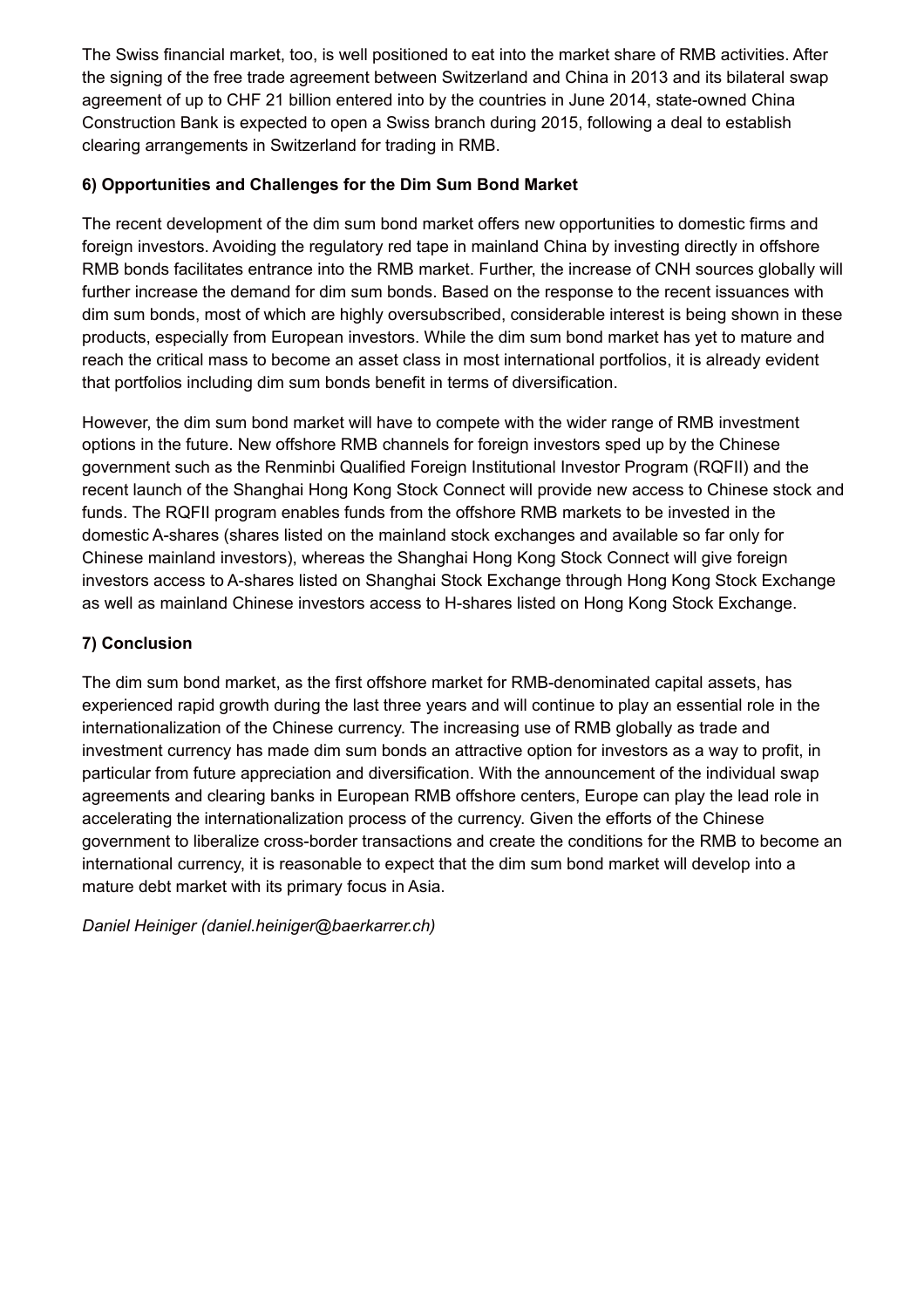The Swiss financial market, too, is well positioned to eat into the market share of RMB activities. After the signing of the free trade agreement between Switzerland and China in 2013 and its bilateral swap agreement of up to CHF 21 billion entered into by the countries in June 2014, state-owned China Construction Bank is expected to open a Swiss branch during 2015, following a deal to establish clearing arrangements in Switzerland for trading in RMB.

### 6) Opportunities and Challenges for the Dim Sum Bond Market

The recent development of the dim sum bond market offers new opportunities to domestic firms and foreign investors. Avoiding the regulatory red tape in mainland China by investing directly in offshore RMB bonds facilitates entrance into the RMB market. Further, the increase of CNH sources globally will further increase the demand for dim sum bonds. Based on the response to the recent issuances with dim sum bonds, most of which are highly oversubscribed, considerable interest is being shown in these products, especially from European investors. While the dim sum bond market has yet to mature and reach the critical mass to become an asset class in most international portfolios, it is already evident that portfolios including dim sum bonds benefit in terms of diversification.

However, the dim sum bond market will have to compete with the wider range of RMB investment options in the future. New offshore RMB channels for foreign investors sped up by the Chinese government such as the Renminbi Qualified Foreign Institutional Investor Program (RQFII) and the recent launch of the Shanghai Hong Kong Stock Connect will provide new access to Chinese stock and funds. The RQFII program enables funds from the offshore RMB markets to be invested in the domestic A-shares (shares listed on the mainland stock exchanges and available so far only for Chinese mainland investors), whereas the Shanghai Hong Kong Stock Connect will give foreign investors access to A-shares listed on Shanghai Stock Exchange through Hong Kong Stock Exchange as well as mainland Chinese investors access to H-shares listed on Hong Kong Stock Exchange.

### 7) Conclusion

The dim sum bond market, as the first offshore market for RMB-denominated capital assets, has experienced rapid growth during the last three years and will continue to play an essential role in the internationalization of the Chinese currency. The increasing use of RMB globally as trade and investment currency has made dim sum bonds an attractive option for investors as a way to profit, in particular from future appreciation and diversification. With the announcement of the individual swap agreements and clearing banks in European RMB offshore centers, Europe can play the lead role in accelerating the internationalization process of the currency. Given the efforts of the Chinese government to liberalize cross-border transactions and create the conditions for the RMB to become an international currency, it is reasonable to expect that the dim sum bond market will develop into a mature debt market with its primary focus in Asia.

*Daniel Heiniger (daniel.heiniger@baerkarrer.ch)*